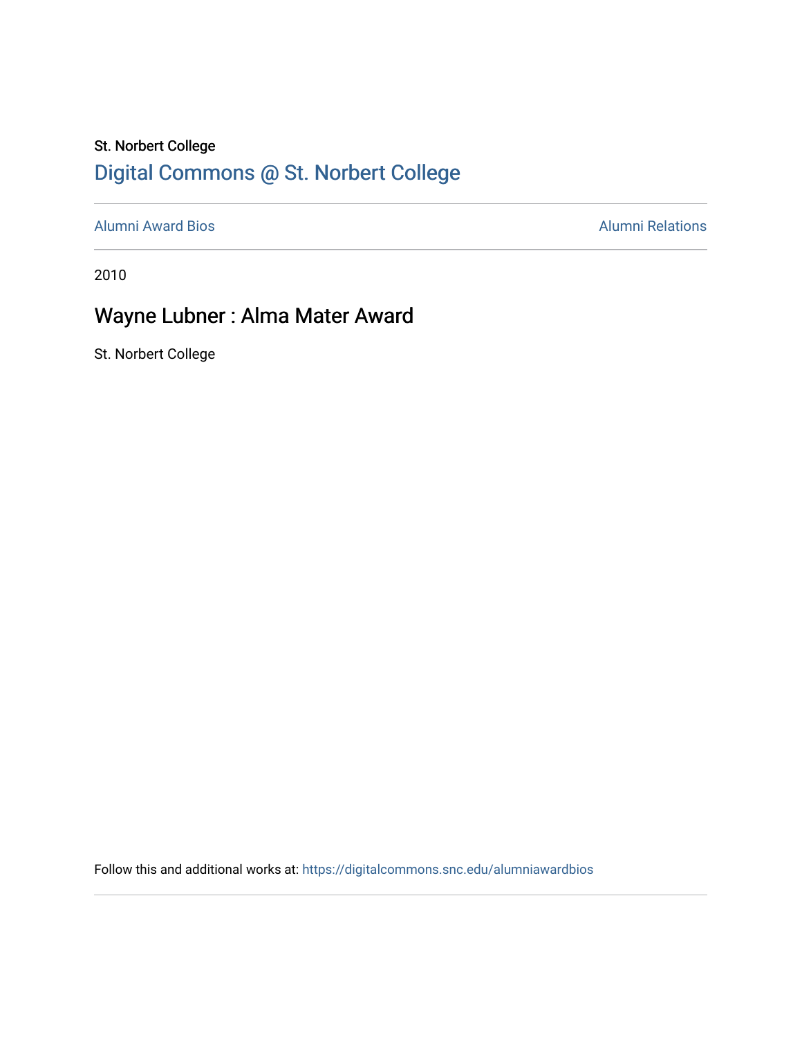St. Norbert College

# Digital Commons @ St. Norbert College

Alumni Award Bios | Alumni Relations

2010

## Wayne Lubner : Alma Mater Award

St. Norbert College

Follow this and additional works at: https://digitalcommons.snc.edu/alumniawardbios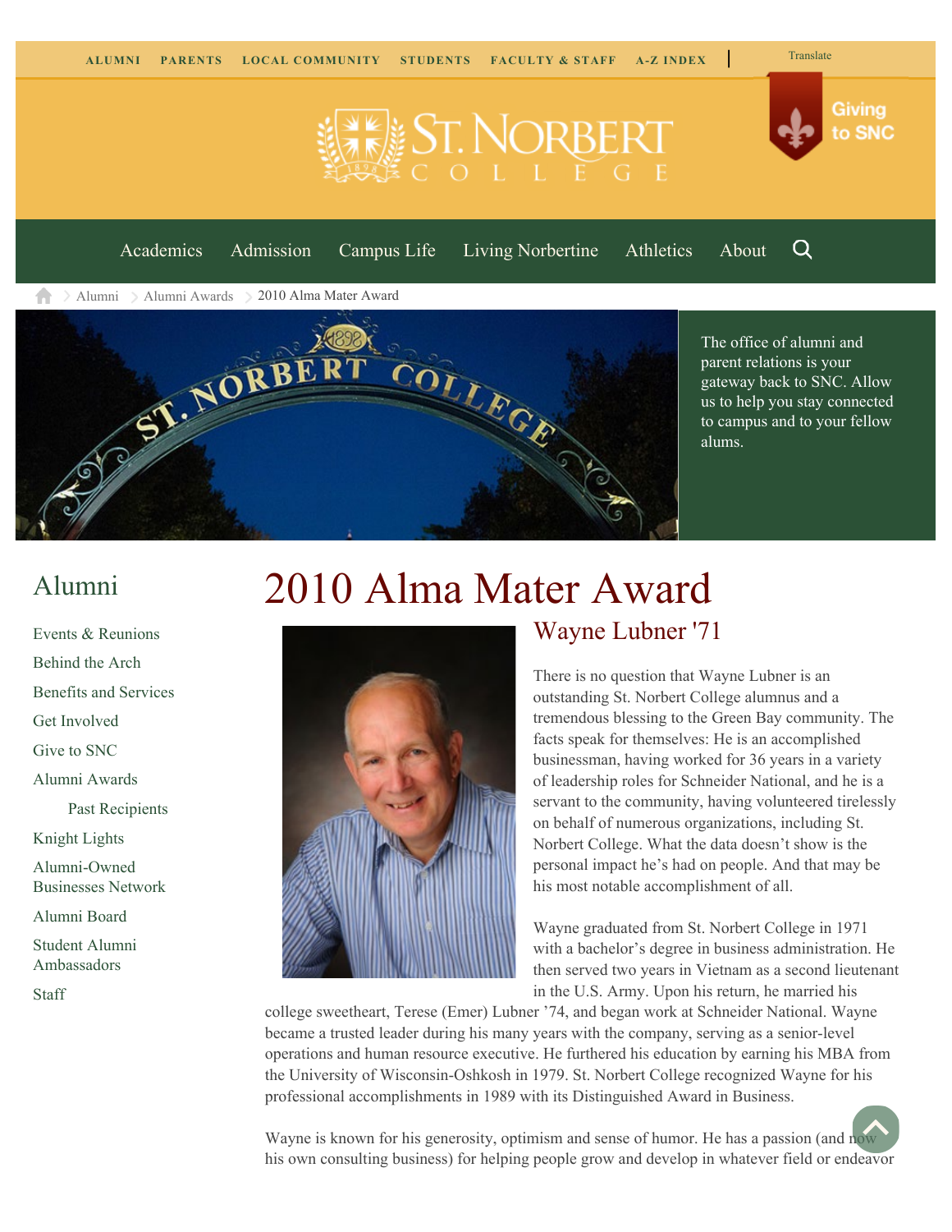ALUMNI PARENTS LOCAL COMMUNITY STUDENTS FACULTY & STAFF A-Z INDEX | Translate

Giving to SNC

Academics Admission Campus Life Living Norbertine Athletics About

Alumni > Alumni Awards > 2010 Alma Mater Award

The office of alumni and parent relations is your gateway back to SNC. Allow us to help you stay connected to campus and to your fellow alums.

## Alumni

- Events & Reunions
- Behind the Arch
- Benefits and Services
- Get Involved
- Give to SNC
- Alumni Awards
  - Past Recipients
- Knight Lights
- Alumni-Owned Businesses Network
- Alumni Board
- Student Alumni Ambassadors
- Staff

# 2010 Alma Mater Award

## Wayne Lubner '71

There is no question that Wayne Lubner is an outstanding St. Norbert College alumnus and a tremendous blessing to the Green Bay community. The facts speak for themselves: He is an accomplished businessman, having worked for 36 years in a variety of leadership roles for Schneider National, and he is a servant to the community, having volunteered tirelessly on behalf of numerous organizations, including St. Norbert College. What the data doesn't show is the personal impact he's had on people. And that may be his most notable accomplishment of all.

Wayne graduated from St. Norbert College in 1971 with a bachelor's degree in business administration. He then served two years in Vietnam as a second lieutenant in the U.S. Army. Upon his return, he married his college sweetheart, Terese (Emer) Lubner '74, and began work at Schneider National. Wayne became a trusted leader during his many years with the company, serving as a senior-level operations and human resource executive. He furthered his education by earning his MBA from the University of Wisconsin-Oshkosh in 1979. St. Norbert College recognized Wayne for his professional accomplishments in 1989 with its Distinguished Award in Business.

Wayne is known for his generosity, optimism and sense of humor. He has a passion (and now his own consulting business) for helping people grow and develop in whatever field or endeavor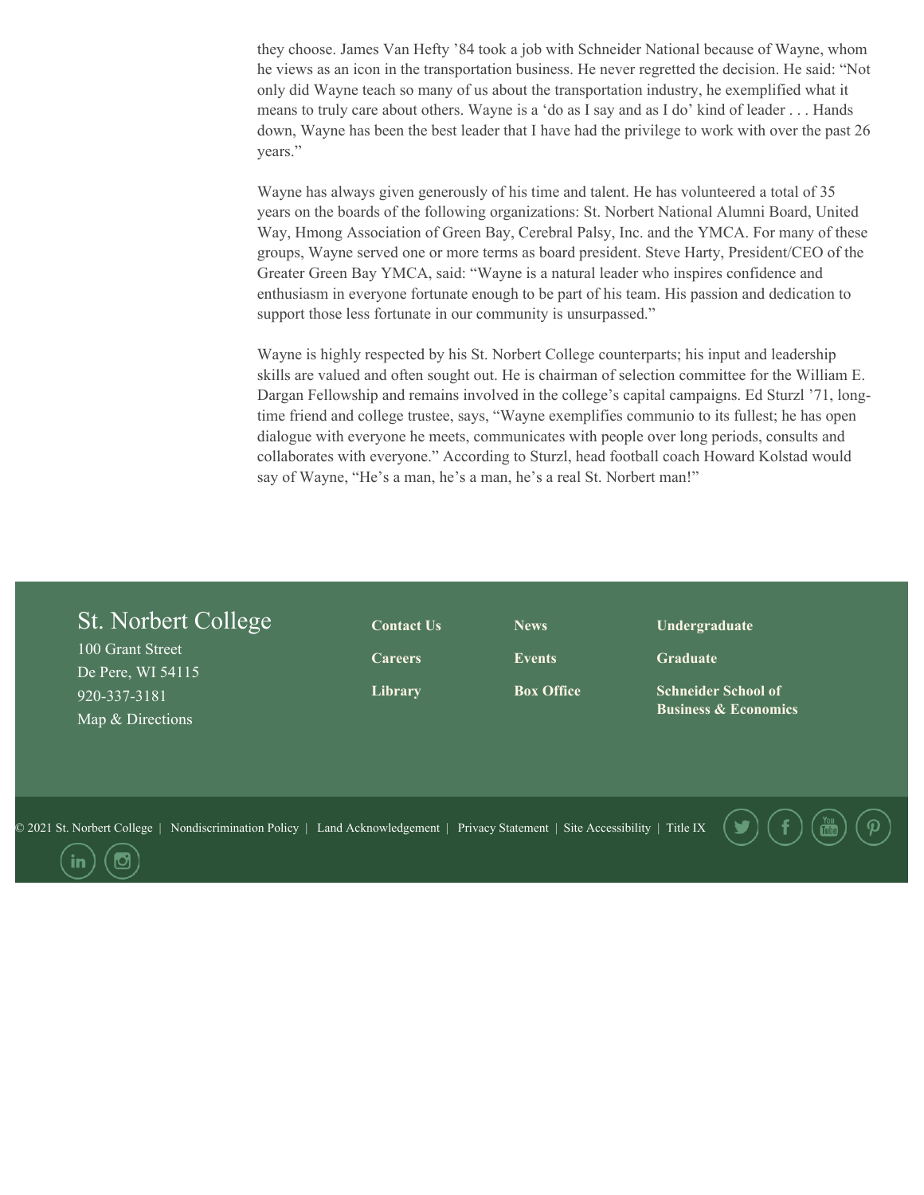they choose. James Van Hefty ’84 took a job with Schneider National because of Wayne, whom he views as an icon in the transportation business. He never regretted the decision. He said: “Not only did Wayne teach so many of us about the transportation industry, he exemplified what it means to truly care about others. Wayne is a ‘do as I say and as I do’ kind of leader . . . Hands down, Wayne has been the best leader that I have had the privilege to work with over the past 26 years.”

Wayne has always given generously of his time and talent. He has volunteered a total of 35 years on the boards of the following organizations: St. Norbert National Alumni Board, United Way, Hmong Association of Green Bay, Cerebral Palsy, Inc. and the YMCA. For many of these groups, Wayne served one or more terms as board president. Steve Harty, President/CEO of the Greater Green Bay YMCA, said: “Wayne is a natural leader who inspires confidence and enthusiasm in everyone fortunate enough to be part of his team. His passion and dedication to support those less fortunate in our community is unsurpassed.”

Wayne is highly respected by his St. Norbert College counterparts; his input and leadership skills are valued and often sought out. He is chairman of selection committee for the William E. Dargan Fellowship and remains involved in the college’s capital campaigns. Ed Sturzl ’71, long-time friend and college trustee, says, “Wayne exemplifies communio to its fullest; he has open dialogue with everyone he meets, communicates with people over long periods, consults and collaborates with everyone.” According to Sturzl, head football coach Howard Kolstad would say of Wayne, “He’s a man, he’s a man, he’s a real St. Norbert man!”

St. Norbert College
100 Grant Street
De Pere, WI 54115
920-337-3181
Map & Directions

**Contact Us**
**Careers**
**Library**
**News**
**Events**
**Box Office**
**Undergraduate**
**Graduate**
**Schneider School of Business & Economics**

© 2021 St. Norbert College | Nondiscrimination Policy | Land Acknowledgement | Privacy Statement | Site Accessibility | Title IX